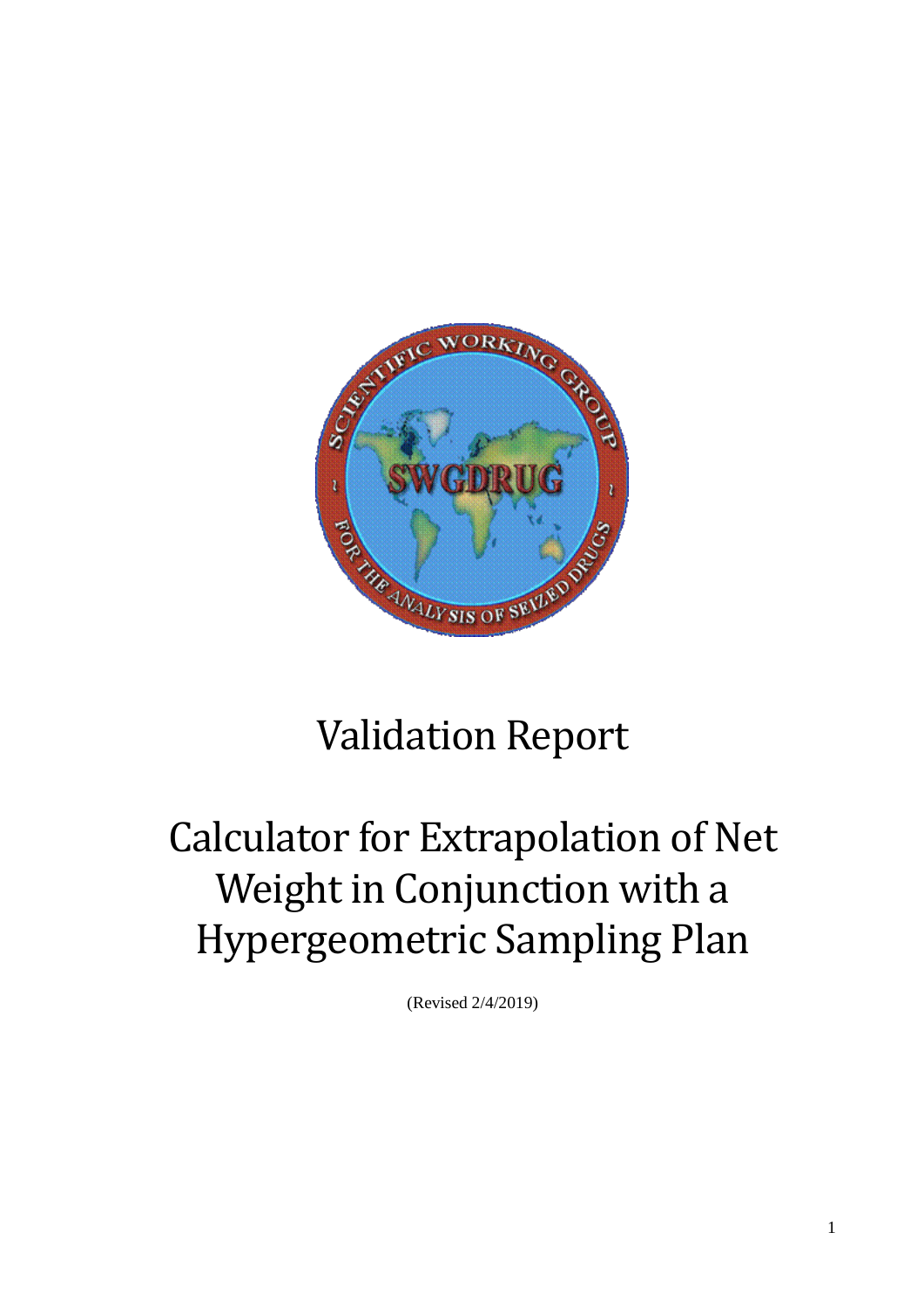# Validation Report

# Calculator for Extrapolation of Net Weight in Conjunction with a Hypergeometric Sampling Plan

(Revised 2/4/2019)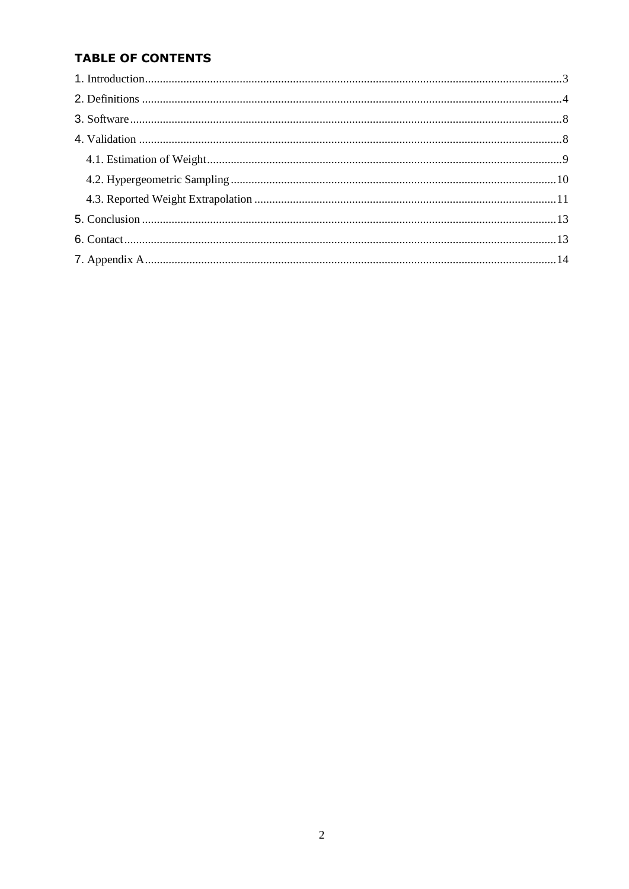# TABLE OF CONTENTS

1. Introduction ........................................................................................................ 3
2. Definitions ........................................................................................................ 4
3. Software ........................................................................................................ 8
4. Validation ........................................................................................................ 8
   4.1. Estimation of Weight ........................................................................................ 9
   4.2. Hypergeometric Sampling ........................................................................................ 10
   4.3. Reported Weight Extrapolation ........................................................................................ 11
5. Conclusion ........................................................................................................ 13
6. Contact ........................................................................................................ 13
7. Appendix A ........................................................................................................ 14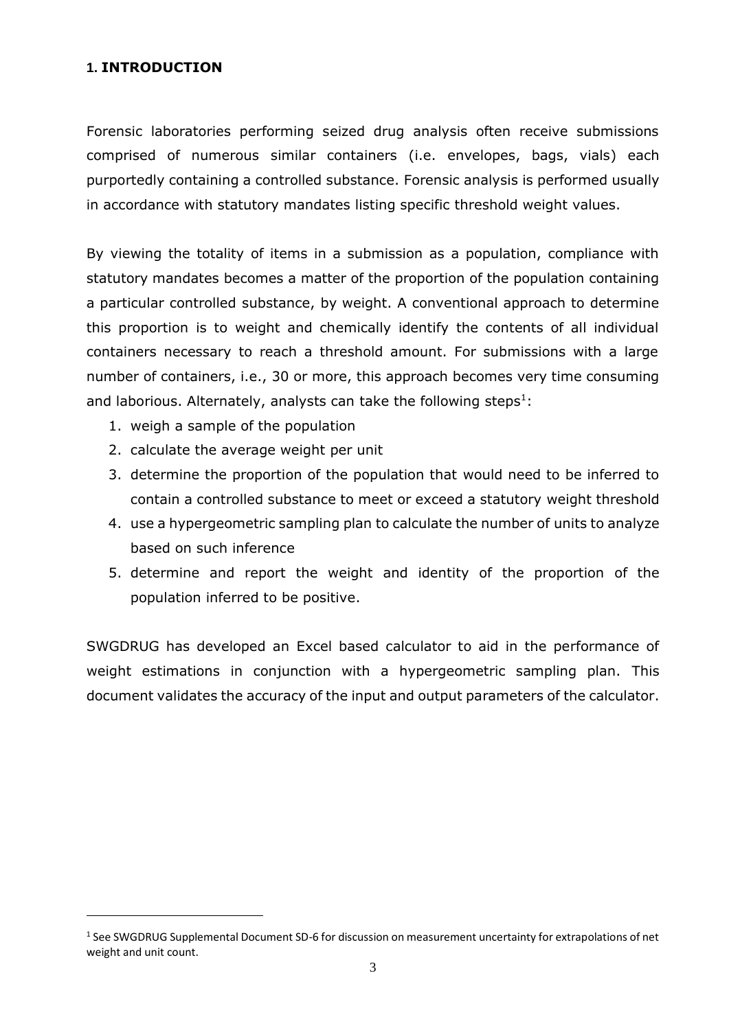## 1. INTRODUCTION

Forensic laboratories performing seized drug analysis often receive submissions comprised of numerous similar containers (i.e. envelopes, bags, vials) each purportedly containing a controlled substance. Forensic analysis is performed usually in accordance with statutory mandates listing specific threshold weight values.

By viewing the totality of items in a submission as a population, compliance with statutory mandates becomes a matter of the proportion of the population containing a particular controlled substance, by weight. A conventional approach to determine this proportion is to weight and chemically identify the contents of all individual containers necessary to reach a threshold amount. For submissions with a large number of containers, i.e., 30 or more, this approach becomes very time consuming and laborious. Alternately, analysts can take the following steps[1]:

1. weigh a sample of the population
2. calculate the average weight per unit
3. determine the proportion of the population that would need to be inferred to contain a controlled substance to meet or exceed a statutory weight threshold
4. use a hypergeometric sampling plan to calculate the number of units to analyze based on such inference
5. determine and report the weight and identity of the proportion of the population inferred to be positive.

SWGDRUG has developed an Excel based calculator to aid in the performance of weight estimations in conjunction with a hypergeometric sampling plan. This document validates the accuracy of the input and output parameters of the calculator.

[1] See SWGDRUG Supplemental Document SD-6 for discussion on measurement uncertainty for extrapolations of net weight and unit count.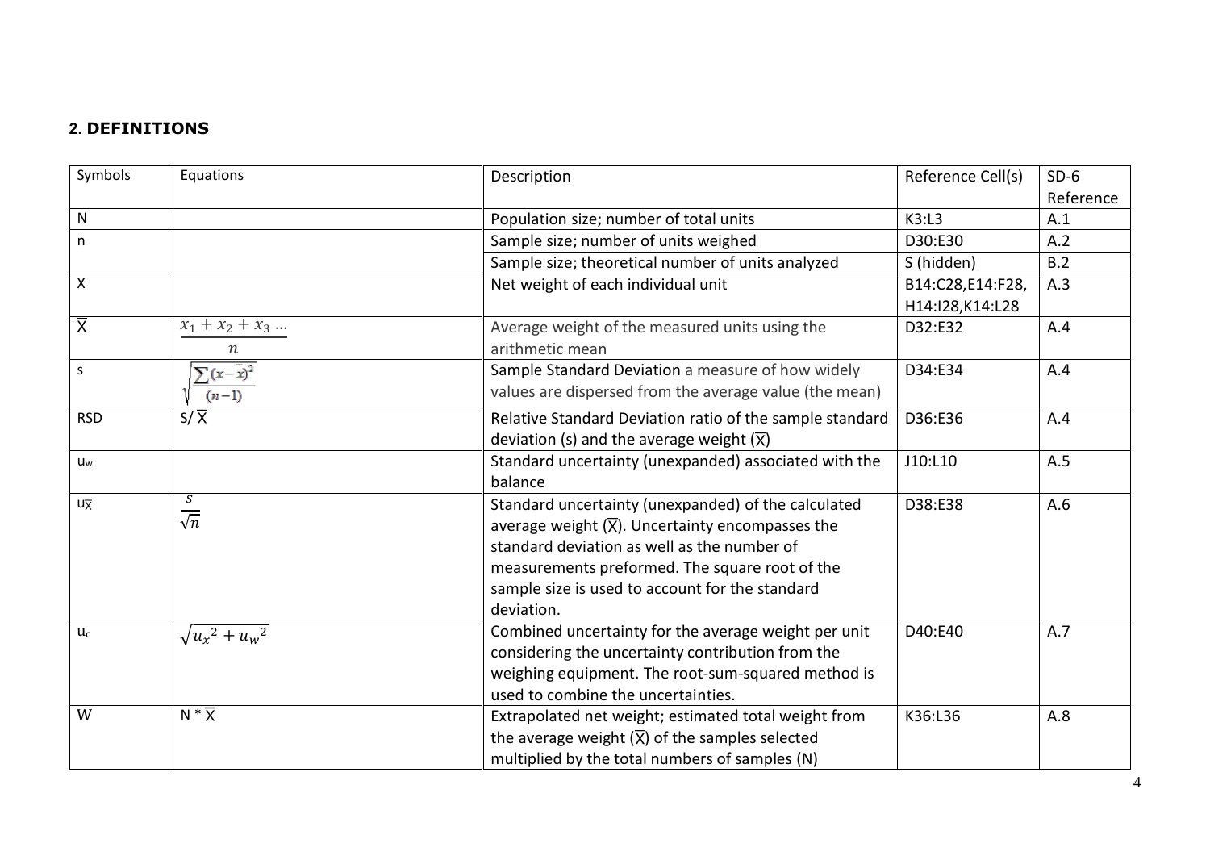## 2. DEFINITIONS

| Symbols | Equations | Description | Reference Cell(s) | SD-6 Reference |
|---|---|---|---|---|
| N | | Population size; number of total units | K3:L3 | A.1 |
| n | | Sample size; number of units weighed | D30:E30 | A.2 |
| | | Sample size; theoretical number of units analyzed | S (hidden) | B.2 |
| X | | Net weight of each individual unit | B14:C28,E14:F28, H14:I28,K14:L28 | A.3 |
| $\overline{X}$ | $\frac{x_1 + x_2 + x_3 \ldots}{n}$ | Average weight of the measured units using the arithmetic mean | D32:E32 | A.4 |
| s | $\sqrt{\frac{\sum(x-\bar{x})^2}{(n-1)}}$ | Sample Standard Deviation a measure of how widely values are dispersed from the average value (the mean) | D34:E34 | A.4 |
| RSD | S/ $\overline{X}$ | Relative Standard Deviation ratio of the sample standard deviation (s) and the average weight ($\overline{X}$) | D36:E36 | A.4 |
| $u_w$ | | Standard uncertainty (unexpanded) associated with the balance | J10:L10 | A.5 |
| $u_{\overline{X}}$ | $\frac{s}{\sqrt{n}}$ | Standard uncertainty (unexpanded) of the calculated average weight ($\overline{X}$). Uncertainty encompasses the standard deviation as well as the number of measurements preformed. The square root of the sample size is used to account for the standard deviation. | D38:E38 | A.6 |
| $u_c$ | $\sqrt{{u_x}^2 + {u_w}^2}$ | Combined uncertainty for the average weight per unit considering the uncertainty contribution from the weighing equipment. The root-sum-squared method is used to combine the uncertainties. | D40:E40 | A.7 |
| W | N * $\overline{X}$ | Extrapolated net weight; estimated total weight from the average weight ($\overline{X}$) of the samples selected multiplied by the total numbers of samples (N) | K36:L36 | A.8 |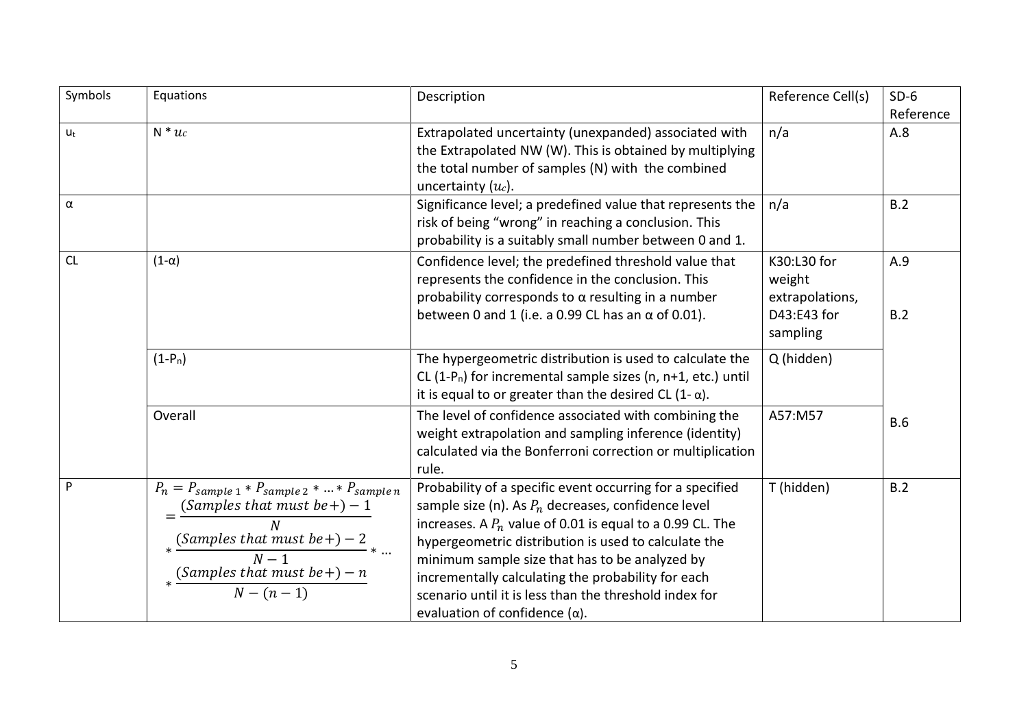| Symbols | Equations | Description | Reference Cell(s) | SD-6 Reference |
|---|---|---|---|---|
| $u_t$ | $N * u_c$ | Extrapolated uncertainty (unexpanded) associated with the Extrapolated NW (W). This is obtained by multiplying the total number of samples (N) with the combined uncertainty ($u_c$). | n/a | A.8 |
| α | | Significance level; a predefined value that represents the risk of being “wrong” in reaching a conclusion. This probability is a suitably small number between 0 and 1. | n/a | B.2 |
| CL | (1-α) | Confidence level; the predefined threshold value that represents the confidence in the conclusion. This probability corresponds to α resulting in a number between 0 and 1 (i.e. a 0.99 CL has an α of 0.01). | K30:L30 for weight extrapolations, D43:E43 for sampling | A.9<br><br>B.2 |
| | ($1-P_n$) | The hypergeometric distribution is used to calculate the CL ($1-P_n$) for incremental sample sizes (n, n+1, etc.) until it is equal to or greater than the desired CL (1- α). | Q (hidden) | |
| | Overall | The level of confidence associated with combining the weight extrapolation and sampling inference (identity) calculated via the Bonferroni correction or multiplication rule. | A57:M57 | B.6 |
| P | $P_n = P_{sample\,1} * P_{sample\,2} * \ldots * P_{sample\,n} = \frac{(Samples\ that\ must\ be+) - 1}{N} * \frac{(Samples\ that\ must\ be+) - 2}{N-1} * \ldots * \frac{(Samples\ that\ must\ be+) - n}{N-(n-1)}$ | Probability of a specific event occurring for a specified sample size (n). As $P_n$ decreases, confidence level increases. A $P_n$ value of 0.01 is equal to a 0.99 CL. The hypergeometric distribution is used to calculate the minimum sample size that has to be analyzed by incrementally calculating the probability for each scenario until it is less than the threshold index for evaluation of confidence (α). | T (hidden) | B.2 |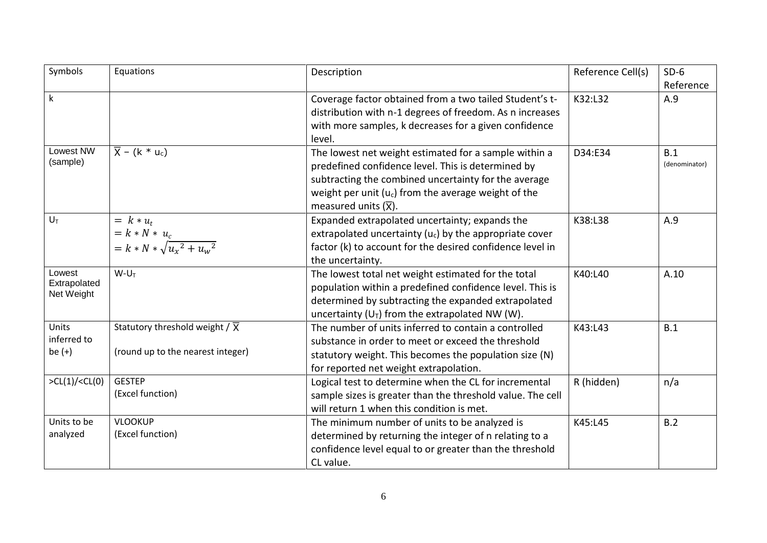| Symbols | Equations | Description | Reference Cell(s) | SD-6 Reference |
|---|---|---|---|---|
| k | | Coverage factor obtained from a two tailed Student's t-distribution with n-1 degrees of freedom. As n increases with more samples, k decreases for a given confidence level. | K32:L32 | A.9 |
| Lowest NW (sample) | $\overline{X} - (k * u_c)$ | The lowest net weight estimated for a sample within a predefined confidence level. This is determined by subtracting the combined uncertainty for the average weight per unit ($u_c$) from the average weight of the measured units ($\overline{X}$). | D34:E34 | B.1 (denominator) |
| $U_T$ | $= k * u_t$<br>$= k * N * u_c$<br>$= k * N * \sqrt{{u_x}^2 + {u_w}^2}$ | Expanded extrapolated uncertainty; expands the extrapolated uncertainty ($u_c$) by the appropriate cover factor (k) to account for the desired confidence level in the uncertainty. | K38:L38 | A.9 |
| Lowest Extrapolated Net Weight | $W - U_T$ | The lowest total net weight estimated for the total population within a predefined confidence level. This is determined by subtracting the expanded extrapolated uncertainty ($U_T$) from the extrapolated NW (W). | K40:L40 | A.10 |
| Units inferred to be (+) | Statutory threshold weight / $\overline{X}$<br><br>(round up to the nearest integer) | The number of units inferred to contain a controlled substance in order to meet or exceed the threshold statutory weight. This becomes the population size (N) for reported net weight extrapolation. | K43:L43 | B.1 |
| >CL(1)/<CL(0) | GESTEP<br>(Excel function) | Logical test to determine when the CL for incremental sample sizes is greater than the threshold value. The cell will return 1 when this condition is met. | R (hidden) | n/a |
| Units to be analyzed | VLOOKUP<br>(Excel function) | The minimum number of units to be analyzed is determined by returning the integer of n relating to a confidence level equal to or greater than the threshold CL value. | K45:L45 | B.2 |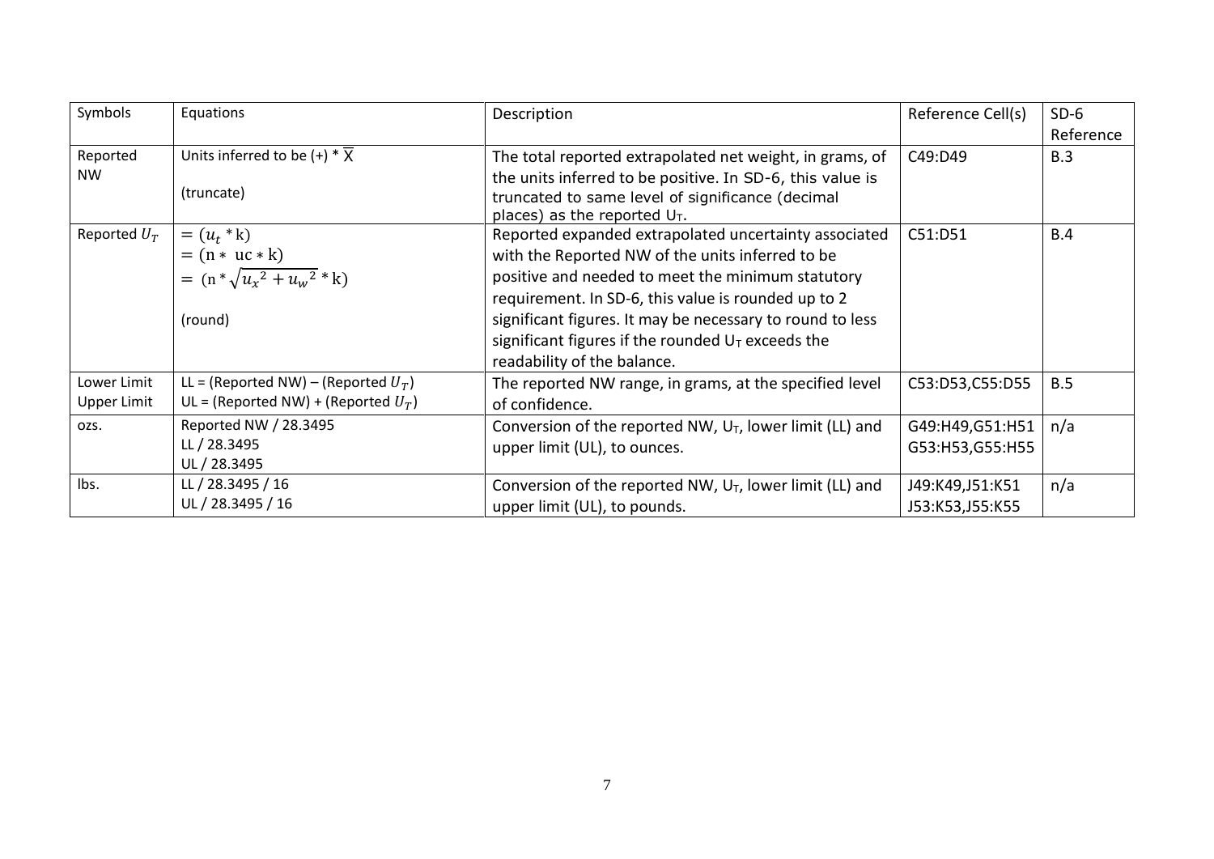| Symbols | Equations | Description | Reference Cell(s) | SD-6 Reference |
|---|---|---|---|---|
| Reported NW | Units inferred to be (+) * $\overline{X}$<br><br>(truncate) | The total reported extrapolated net weight, in grams, of the units inferred to be positive. In SD-6, this value is truncated to same level of significance (decimal places) as the reported $U_T$. | C49:D49 | B.3 |
| Reported $U_T$ | $= (u_t * \mathrm{k})$<br>$= (\mathrm{n} * \mathrm{uc} * \mathrm{k})$<br>$= (\mathrm{n} * \sqrt{u_x^2 + u_w^2} * \mathrm{k})$<br><br>(round) | Reported expanded extrapolated uncertainty associated with the Reported NW of the units inferred to be positive and needed to meet the minimum statutory requirement. In SD-6, this value is rounded up to 2 significant figures. It may be necessary to round to less significant figures if the rounded $U_T$ exceeds the readability of the balance. | C51:D51 | B.4 |
| Lower Limit<br>Upper Limit | LL = (Reported NW) – (Reported $U_T$)<br>UL = (Reported NW) + (Reported $U_T$) | The reported NW range, in grams, at the specified level of confidence. | C53:D53,C55:D55 | B.5 |
| ozs. | Reported NW / 28.3495<br>LL / 28.3495<br>UL / 28.3495 | Conversion of the reported NW, $U_T$, lower limit (LL) and upper limit (UL), to ounces. | G49:H49,G51:H51<br>G53:H53,G55:H55 | n/a |
| lbs. | LL / 28.3495 / 16<br>UL / 28.3495 / 16 | Conversion of the reported NW, $U_T$, lower limit (LL) and upper limit (UL), to pounds. | J49:K49,J51:K51<br>J53:K53,J55:K55 | n/a |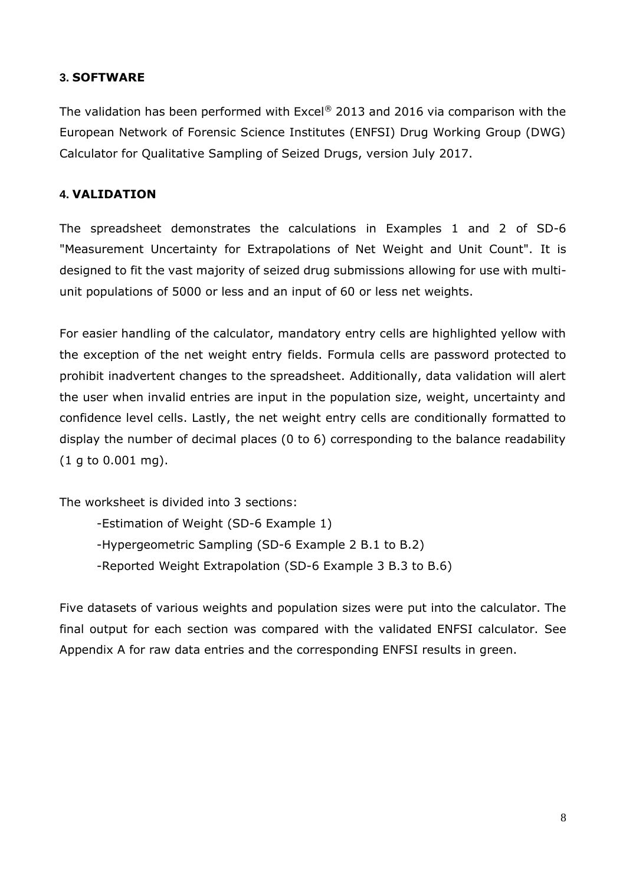## 3. SOFTWARE

The validation has been performed with Excel® 2013 and 2016 via comparison with the European Network of Forensic Science Institutes (ENFSI) Drug Working Group (DWG) Calculator for Qualitative Sampling of Seized Drugs, version July 2017.

## 4. VALIDATION

The spreadsheet demonstrates the calculations in Examples 1 and 2 of SD-6 "Measurement Uncertainty for Extrapolations of Net Weight and Unit Count". It is designed to fit the vast majority of seized drug submissions allowing for use with multi-unit populations of 5000 or less and an input of 60 or less net weights.

For easier handling of the calculator, mandatory entry cells are highlighted yellow with the exception of the net weight entry fields. Formula cells are password protected to prohibit inadvertent changes to the spreadsheet. Additionally, data validation will alert the user when invalid entries are input in the population size, weight, uncertainty and confidence level cells. Lastly, the net weight entry cells are conditionally formatted to display the number of decimal places (0 to 6) corresponding to the balance readability (1 g to 0.001 mg).

The worksheet is divided into 3 sections:

-Estimation of Weight (SD-6 Example 1)

-Hypergeometric Sampling (SD-6 Example 2 B.1 to B.2)

-Reported Weight Extrapolation (SD-6 Example 3 B.3 to B.6)

Five datasets of various weights and population sizes were put into the calculator. The final output for each section was compared with the validated ENFSI calculator. See Appendix A for raw data entries and the corresponding ENFSI results in green.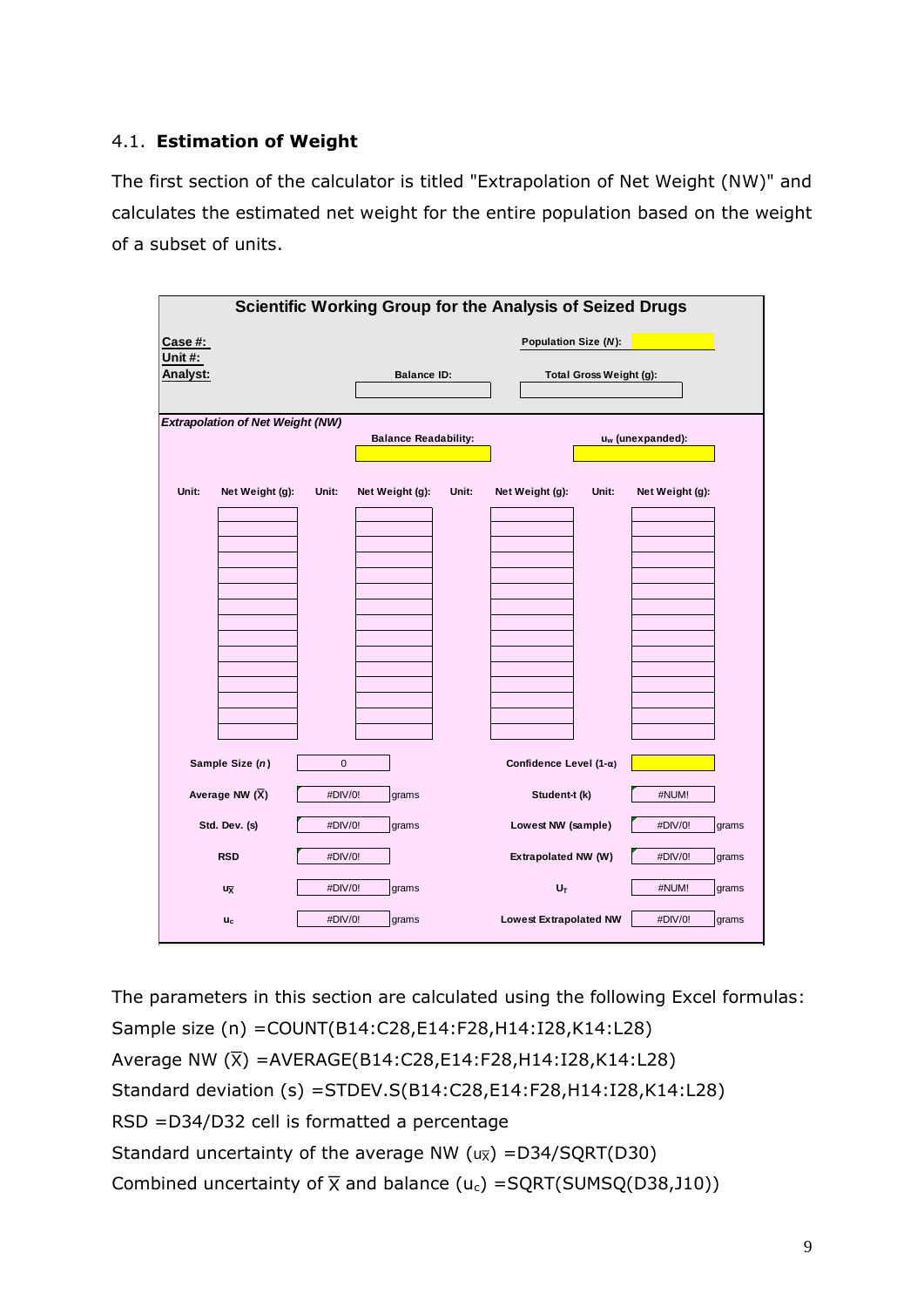4.1. **Estimation of Weight**

The first section of the calculator is titled "Extrapolation of Net Weight (NW)" and calculates the estimated net weight for the entire population based on the weight of a subset of units.

**Scientific Working Group for the Analysis of Seized Drugs**

| | | | |
|---|---|---|---|
| **Case #:** | | **Population Size (*N*):** | |
| **Unit #:** | | | |
| **Analyst:** | **Balance ID:** | **Total Gross Weight (g):** | |

***Extrapolation of Net Weight (NW)***

| **Balance Readability:** | **$u_w$ (unexpanded):** |
|---|---|
| | |

| Unit: | Net Weight (g): | Unit: | Net Weight (g): | Unit: | Net Weight (g): | Unit: | Net Weight (g): |
|---|---|---|---|---|---|---|---|
| | | | | | | | |
| | | | | | | | |
| | | | | | | | |
| | | | | | | | |
| | | | | | | | |
| | | | | | | | |
| | | | | | | | |
| | | | | | | | |
| | | | | | | | |
| | | | | | | | |
| | | | | | | | |
| | | | | | | | |
| | | | | | | | |
| | | | | | | | |
| | | | | | | | |

| | | | | | |
|---|---|---|---|---|---|
| **Sample Size (*n*)** | 0 | | **Confidence Level (1-α)** | | |
| **Average NW ($\overline{X}$)** | #DIV/0! | grams | **Student-t (k)** | #NUM! | |
| **Std. Dev. (s)** | #DIV/0! | grams | **Lowest NW (sample)** | #DIV/0! | grams |
| **RSD** | #DIV/0! | | **Extrapolated NW (W)** | #DIV/0! | grams |
| **$u_{\overline{X}}$** | #DIV/0! | grams | **$U_T$** | #NUM! | grams |
| **$u_c$** | #DIV/0! | grams | **Lowest Extrapolated NW** | #DIV/0! | grams |

The parameters in this section are calculated using the following Excel formulas:

Sample size (n) =COUNT(B14:C28,E14:F28,H14:I28,K14:L28)

Average NW ($\overline{X}$) =AVERAGE(B14:C28,E14:F28,H14:I28,K14:L28)

Standard deviation (s) =STDEV.S(B14:C28,E14:F28,H14:I28,K14:L28)

RSD =D34/D32 cell is formatted a percentage

Standard uncertainty of the average NW ($u_{\overline{X}}$) =D34/SQRT(D30)

Combined uncertainty of $\overline{X}$ and balance ($u_c$) =SQRT(SUMSQ(D38,J10))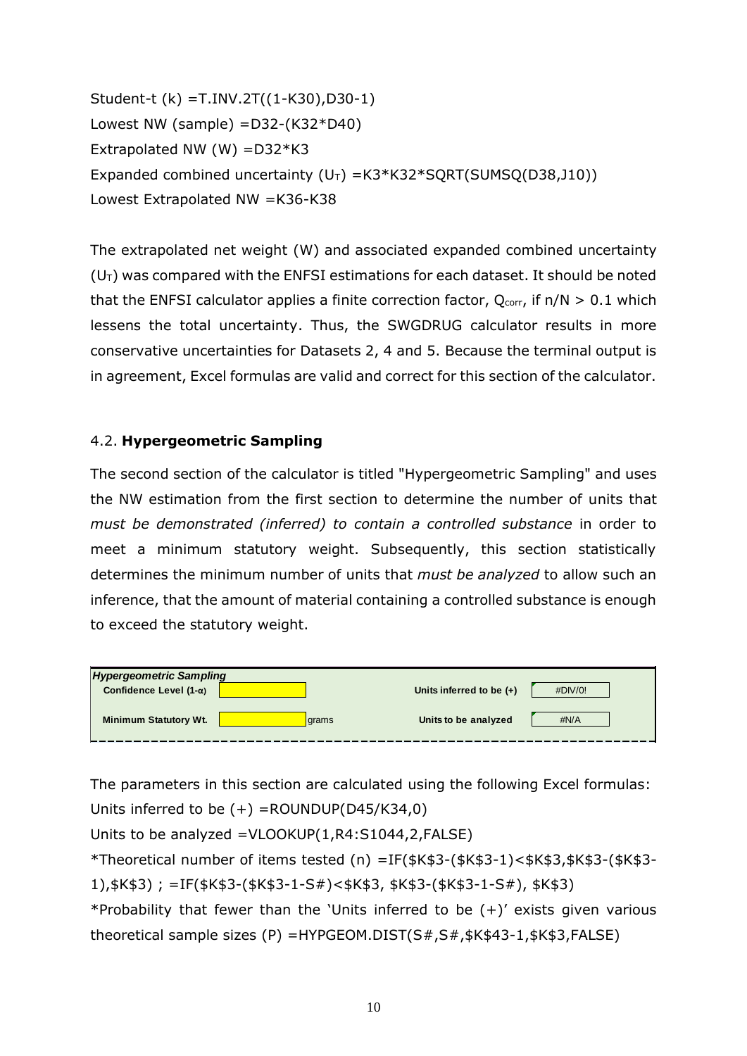Student-t (k) =T.INV.2T((1-K30),D30-1)
Lowest NW (sample) =D32-(K32*D40)
Extrapolated NW (W) =D32*K3
Expanded combined uncertainty ($U_T$) =K3*K32*SQRT(SUMSQ(D38,J10))
Lowest Extrapolated NW =K36-K38

The extrapolated net weight (W) and associated expanded combined uncertainty ($U_T$) was compared with the ENFSI estimations for each dataset. It should be noted that the ENFSI calculator applies a finite correction factor, $Q_{corr}$, if $n/N > 0.1$ which lessens the total uncertainty. Thus, the SWGDRUG calculator results in more conservative uncertainties for Datasets 2, 4 and 5. Because the terminal output is in agreement, Excel formulas are valid and correct for this section of the calculator.

## 4.2. **Hypergeometric Sampling**

The second section of the calculator is titled "Hypergeometric Sampling" and uses the NW estimation from the first section to determine the number of units that *must be demonstrated (inferred) to contain a controlled substance* in order to meet a minimum statutory weight. Subsequently, this section statistically determines the minimum number of units that *must be analyzed* to allow such an inference, that the amount of material containing a controlled substance is enough to exceed the statutory weight.

| *Hypergeometric Sampling* | | | | |
|---|---|---|---|---|
| **Confidence Level (1-α)** | | | **Units inferred to be (+)** | #DIV/0! |
| **Minimum Statutory Wt.** | | grams | **Units to be analyzed** | #N/A |

The parameters in this section are calculated using the following Excel formulas:
Units inferred to be (+) =ROUNDUP(D45/K34,0)
Units to be analyzed =VLOOKUP(1,R4:S1044,2,FALSE)
*Theoretical number of items tested (n) =IF($K$3-($K$3-1)<$K$3,$K$3-($K$3-1),$K$3) ; =IF($K$3-($K$3-1-S#)<$K$3, $K$3-($K$3-1-S#), $K$3)
*Probability that fewer than the 'Units inferred to be (+)' exists given various theoretical sample sizes (P) =HYPGEOM.DIST(S#,S#,$K$43-1,$K$3,FALSE)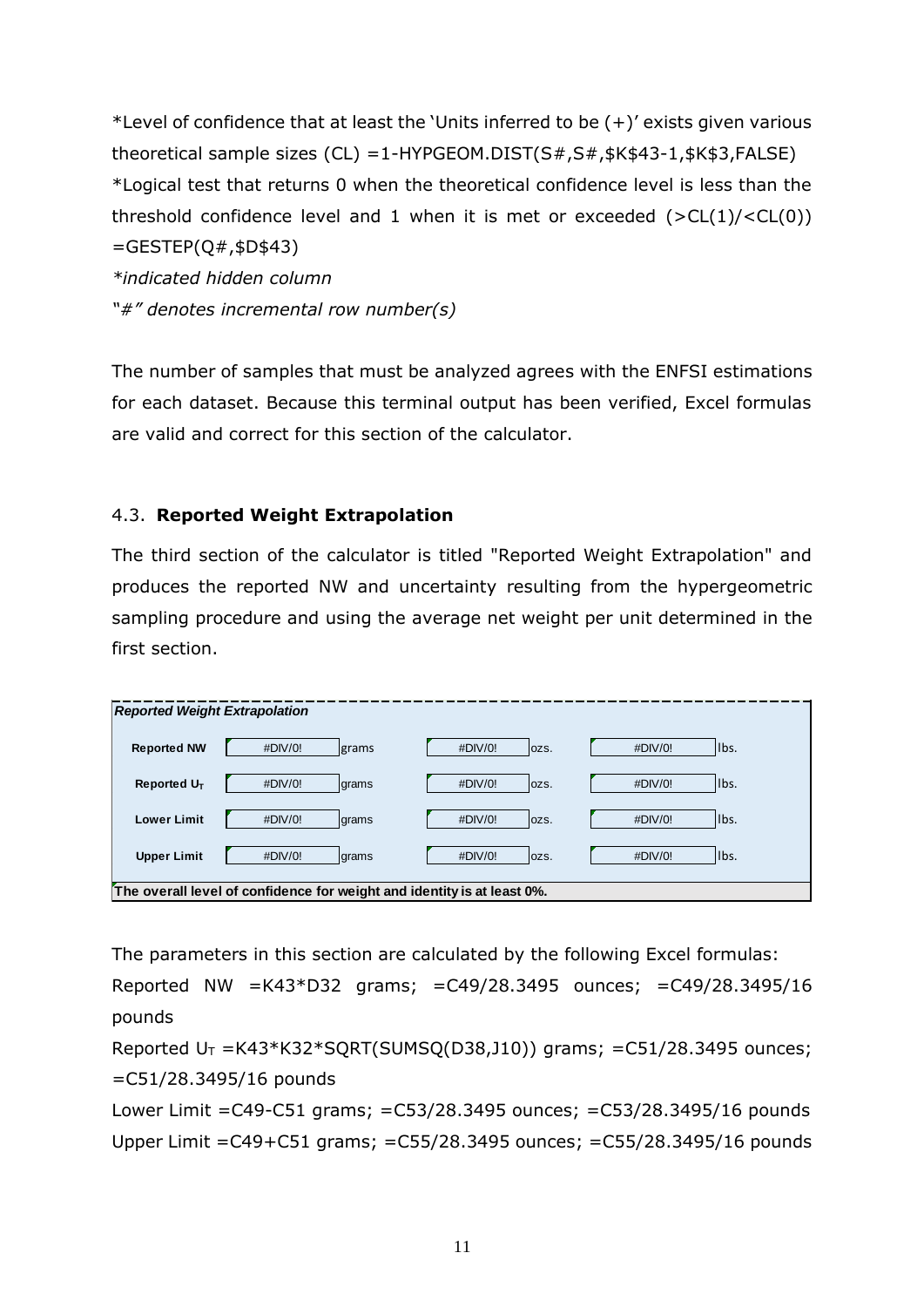*Level of confidence that at least the 'Units inferred to be (+)' exists given various theoretical sample sizes (CL) =1-HYPGEOM.DIST(S#,S#,$K$43-1,$K$3,FALSE)
*Logical test that returns 0 when the theoretical confidence level is less than the threshold confidence level and 1 when it is met or exceeded (>CL(1)/<CL(0)) =GESTEP(Q#,$D$43)
*indicated hidden column*
*"#" denotes incremental row number(s)*

The number of samples that must be analyzed agrees with the ENFSI estimations for each dataset. Because this terminal output has been verified, Excel formulas are valid and correct for this section of the calculator.

### 4.3. **Reported Weight Extrapolation**

The third section of the calculator is titled "Reported Weight Extrapolation" and produces the reported NW and uncertainty resulting from the hypergeometric sampling procedure and using the average net weight per unit determined in the first section.

| *Reported Weight Extrapolation* | | | | | | |
|---|---|---|---|---|---|---|
| **Reported NW** | #DIV/0! | grams | #DIV/0! | ozs. | #DIV/0! | lbs. |
| **Reported $U_T$** | #DIV/0! | grams | #DIV/0! | ozs. | #DIV/0! | lbs. |
| **Lower Limit** | #DIV/0! | grams | #DIV/0! | ozs. | #DIV/0! | lbs. |
| **Upper Limit** | #DIV/0! | grams | #DIV/0! | ozs. | #DIV/0! | lbs. |
| **The overall level of confidence for weight and identity is at least 0%.** | | | | | | |

The parameters in this section are calculated by the following Excel formulas:
Reported NW =K43*D32 grams; =C49/28.3495 ounces; =C49/28.3495/16 pounds
Reported $U_T$ =K43*K32*SQRT(SUMSQ(D38,J10)) grams; =C51/28.3495 ounces; =C51/28.3495/16 pounds
Lower Limit =C49-C51 grams; =C53/28.3495 ounces; =C53/28.3495/16 pounds
Upper Limit =C49+C51 grams; =C55/28.3495 ounces; =C55/28.3495/16 pounds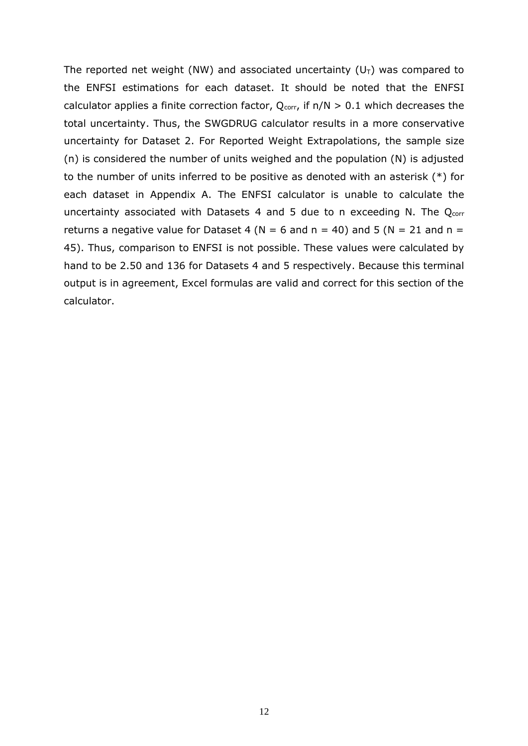The reported net weight (NW) and associated uncertainty ($U_T$) was compared to the ENFSI estimations for each dataset. It should be noted that the ENFSI calculator applies a finite correction factor, $Q_{corr}$, if $n/N > 0.1$ which decreases the total uncertainty. Thus, the SWGDRUG calculator results in a more conservative uncertainty for Dataset 2. For Reported Weight Extrapolations, the sample size (n) is considered the number of units weighed and the population (N) is adjusted to the number of units inferred to be positive as denoted with an asterisk (*) for each dataset in Appendix A. The ENFSI calculator is unable to calculate the uncertainty associated with Datasets 4 and 5 due to n exceeding N. The $Q_{corr}$ returns a negative value for Dataset 4 ($N = 6$ and $n = 40$) and 5 ($N = 21$ and $n = 45$). Thus, comparison to ENFSI is not possible. These values were calculated by hand to be 2.50 and 136 for Datasets 4 and 5 respectively. Because this terminal output is in agreement, Excel formulas are valid and correct for this section of the calculator.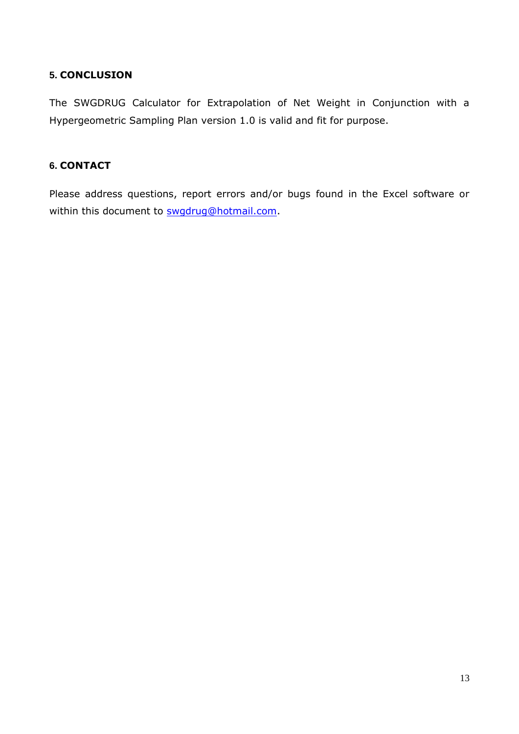## 5. CONCLUSION

The SWGDRUG Calculator for Extrapolation of Net Weight in Conjunction with a Hypergeometric Sampling Plan version 1.0 is valid and fit for purpose.

## 6. CONTACT

Please address questions, report errors and/or bugs found in the Excel software or within this document to swgdrug@hotmail.com.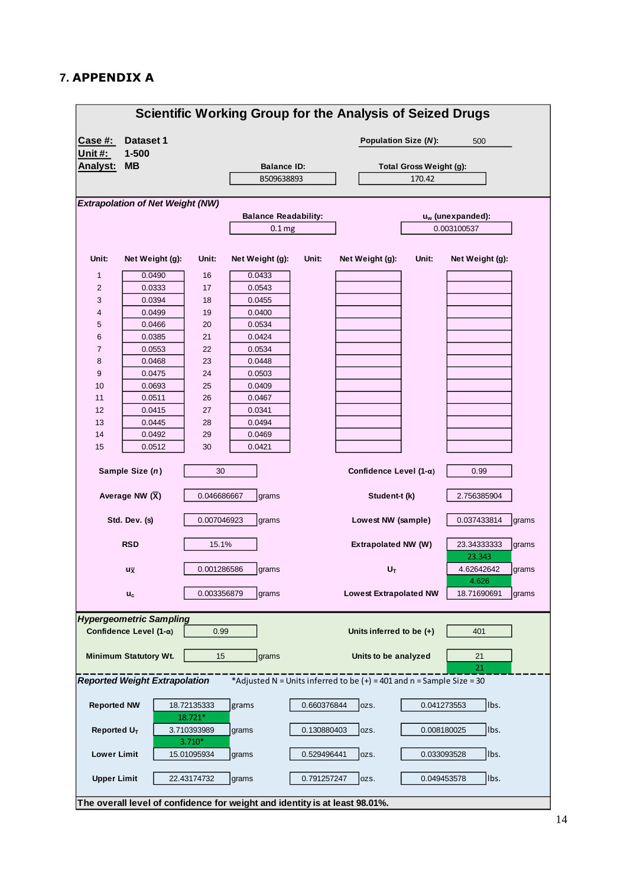## 7. APPENDIX A

### Scientific Working Group for the Analysis of Seized Drugs

**Case #:** Dataset 1
**Unit #:** 1-500
**Analyst:** MB

**Population Size ($N$):** 500
**Balance ID:** B509638893
**Total Gross Weight (g):** 170.42

***Extrapolation of Net Weight (NW)***

**Balance Readability:** 0.1 mg
**$u_w$ (unexpanded):** 0.003100537

| Unit: | Net Weight (g): | Unit: | Net Weight (g): | Unit: | Net Weight (g): | Unit: | Net Weight (g): |
|---|---|---|---|---|---|---|---|
| 1 | 0.0490 | 16 | 0.0433 | | | | |
| 2 | 0.0333 | 17 | 0.0543 | | | | |
| 3 | 0.0394 | 18 | 0.0455 | | | | |
| 4 | 0.0499 | 19 | 0.0400 | | | | |
| 5 | 0.0466 | 20 | 0.0534 | | | | |
| 6 | 0.0385 | 21 | 0.0424 | | | | |
| 7 | 0.0553 | 22 | 0.0534 | | | | |
| 8 | 0.0468 | 23 | 0.0448 | | | | |
| 9 | 0.0475 | 24 | 0.0503 | | | | |
| 10 | 0.0693 | 25 | 0.0409 | | | | |
| 11 | 0.0511 | 26 | 0.0467 | | | | |
| 12 | 0.0415 | 27 | 0.0341 | | | | |
| 13 | 0.0445 | 28 | 0.0494 | | | | |
| 14 | 0.0492 | 29 | 0.0469 | | | | |
| 15 | 0.0512 | 30 | 0.0421 | | | | |

| | | | | | |
|---|---|---|---|---|---|
| **Sample Size ($n$)** | 30 | | **Confidence Level (1-α)** | 0.99 | |
| **Average NW ($\bar{X}$)** | 0.046686667 | grams | **Student-t (k)** | 2.756385904 | |
| **Std. Dev. (s)** | 0.007046923 | grams | **Lowest NW (sample)** | 0.037433814 | grams |
| **RSD** | 15.1% | | **Extrapolated NW (W)** | 23.34333333 (23.343) | grams |
| **$u_{\bar{X}}$** | 0.001286586 | grams | **$U_T$** | 4.62642642 (4.626) | grams |
| **$u_c$** | 0.003356879 | grams | **Lowest Extrapolated NW** | 18.71690691 | grams |

***Hypergeometric Sampling***

| | | | | |
|---|---|---|---|---|
| **Confidence Level (1-α)** | 0.99 | | **Units inferred to be (+)** | 401 |
| **Minimum Statutory Wt.** | 15 | grams | **Units to be analyzed** | 21 (21) |

***Reported Weight Extrapolation*** *Adjusted N = Units inferred to be (+) = 401 and n = Sample Size = 30

| | | | | | | |
|---|---|---|---|---|---|---|
| **Reported NW** | 18.72135333 (18.721*) | grams | 0.660376844 | ozs. | 0.041273553 | lbs. |
| **Reported $U_T$** | 3.710393989 (3.710*) | grams | 0.130880403 | ozs. | 0.008180025 | lbs. |
| **Lower Limit** | 15.01095934 | grams | 0.529496441 | ozs. | 0.033093528 | lbs. |
| **Upper Limit** | 22.43174732 | grams | 0.791257247 | ozs. | 0.049453578 | lbs. |

**The overall level of confidence for weight and identity is at least 98.01%.**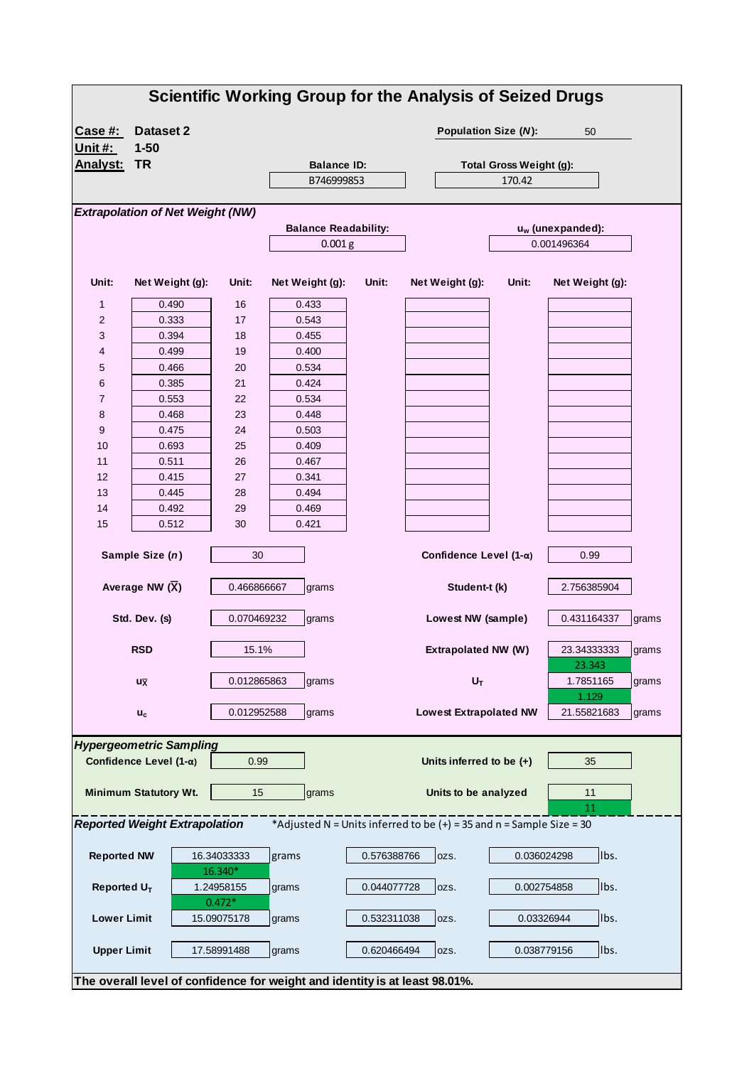# Scientific Working Group for the Analysis of Seized Drugs

**Case #:** Dataset 2
**Unit #:** 1-50
**Analyst:** TR

**Balance ID:** B746999853

**Population Size ($N$):** 50

**Total Gross Weight (g):** 170.42

## *Extrapolation of Net Weight (NW)*

**Balance Readability:** 0.001 g

**$u_w$ (unexpanded):** 0.001496364

| Unit: | Net Weight (g): | Unit: | Net Weight (g): | Unit: | Net Weight (g): | Unit: | Net Weight (g): |
|---|---|---|---|---|---|---|---|
| 1 | 0.490 | 16 | 0.433 | | | | |
| 2 | 0.333 | 17 | 0.543 | | | | |
| 3 | 0.394 | 18 | 0.455 | | | | |
| 4 | 0.499 | 19 | 0.400 | | | | |
| 5 | 0.466 | 20 | 0.534 | | | | |
| 6 | 0.385 | 21 | 0.424 | | | | |
| 7 | 0.553 | 22 | 0.534 | | | | |
| 8 | 0.468 | 23 | 0.448 | | | | |
| 9 | 0.475 | 24 | 0.503 | | | | |
| 10 | 0.693 | 25 | 0.409 | | | | |
| 11 | 0.511 | 26 | 0.467 | | | | |
| 12 | 0.415 | 27 | 0.341 | | | | |
| 13 | 0.445 | 28 | 0.494 | | | | |
| 14 | 0.492 | 29 | 0.469 | | | | |
| 15 | 0.512 | 30 | 0.421 | | | | |

| | | | | |
|---|---|---|---|---|
| **Sample Size ($n$)** | 30 | **Confidence Level (1-α)** | 0.99 | |
| **Average NW ($\bar{X}$)** | 0.466866667 grams | **Student-t (k)** | 2.756385904 | |
| **Std. Dev. (s)** | 0.070469232 grams | **Lowest NW (sample)** | 0.431164337 | grams |
| **RSD** | 15.1% | **Extrapolated NW (W)** | 23.34333333 / 23.343 | grams |
| **$u_{\bar{X}}$** | 0.012865863 grams | **$U_T$** | 1.7851165 / 1.129 | grams |
| **$u_c$** | 0.012952588 grams | **Lowest Extrapolated NW** | 21.55821683 | grams |

## *Hypergeometric Sampling*

| | | | |
|---|---|---|---|
| **Confidence Level (1-α)** | 0.99 | **Units inferred to be (+)** | 35 |
| **Minimum Statutory Wt.** | 15 grams | **Units to be analyzed** | 11 / 11 |

## *Reported Weight Extrapolation*

*Adjusted N = Units inferred to be (+) = 35 and n = Sample Size = 30

| | grams | ozs. | lbs. |
|---|---|---|---|
| **Reported NW** | 16.34033333 / 16.340* | 0.576388766 | 0.036024298 |
| **Reported $U_T$** | 1.24958155 / 0.472* | 0.044077728 | 0.002754858 |
| **Lower Limit** | 15.09075178 | 0.532311038 | 0.03326944 |
| **Upper Limit** | 17.58991488 | 0.620466494 | 0.038779156 |

**The overall level of confidence for weight and identity is at least 98.01%.**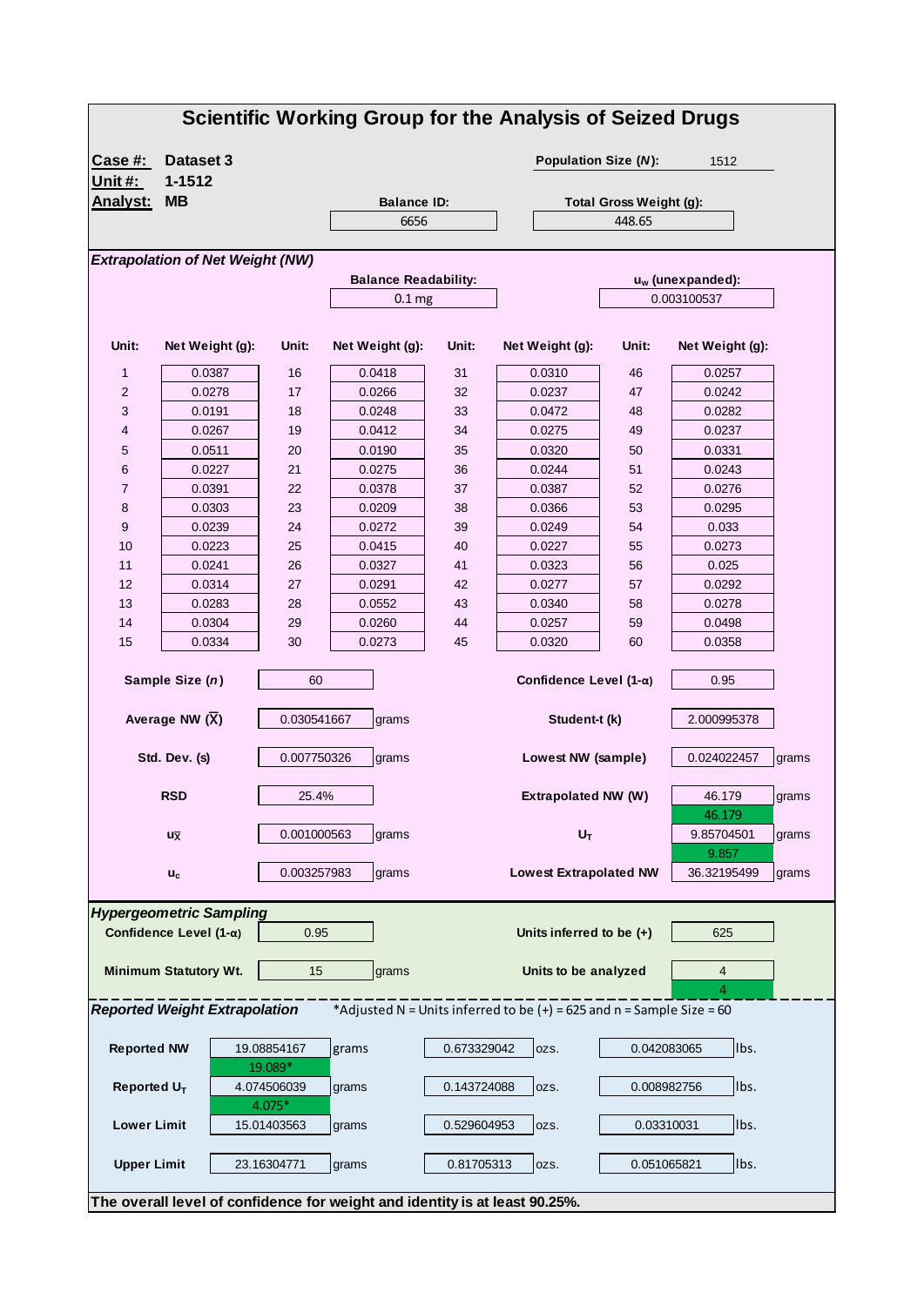# Scientific Working Group for the Analysis of Seized Drugs

**Case #:** Dataset 3
**Unit #:** 1-1512
**Analyst:** MB

**Population Size (*N*):** 1512

**Balance ID:** 6656

**Total Gross Weight (g):** 448.65

## *Extrapolation of Net Weight (NW)*

**Balance Readability:** 0.1 mg

**$u_w$ (unexpanded):** 0.003100537

| Unit: | Net Weight (g): | Unit: | Net Weight (g): | Unit: | Net Weight (g): | Unit: | Net Weight (g): |
|---|---|---|---|---|---|---|---|
| 1 | 0.0387 | 16 | 0.0418 | 31 | 0.0310 | 46 | 0.0257 |
| 2 | 0.0278 | 17 | 0.0266 | 32 | 0.0237 | 47 | 0.0242 |
| 3 | 0.0191 | 18 | 0.0248 | 33 | 0.0472 | 48 | 0.0282 |
| 4 | 0.0267 | 19 | 0.0412 | 34 | 0.0275 | 49 | 0.0237 |
| 5 | 0.0511 | 20 | 0.0190 | 35 | 0.0320 | 50 | 0.0331 |
| 6 | 0.0227 | 21 | 0.0275 | 36 | 0.0244 | 51 | 0.0243 |
| 7 | 0.0391 | 22 | 0.0378 | 37 | 0.0387 | 52 | 0.0276 |
| 8 | 0.0303 | 23 | 0.0209 | 38 | 0.0366 | 53 | 0.0295 |
| 9 | 0.0239 | 24 | 0.0272 | 39 | 0.0249 | 54 | 0.033 |
| 10 | 0.0223 | 25 | 0.0415 | 40 | 0.0227 | 55 | 0.0273 |
| 11 | 0.0241 | 26 | 0.0327 | 41 | 0.0323 | 56 | 0.025 |
| 12 | 0.0314 | 27 | 0.0291 | 42 | 0.0277 | 57 | 0.0292 |
| 13 | 0.0283 | 28 | 0.0552 | 43 | 0.0340 | 58 | 0.0278 |
| 14 | 0.0304 | 29 | 0.0260 | 44 | 0.0257 | 59 | 0.0498 |
| 15 | 0.0334 | 30 | 0.0273 | 45 | 0.0320 | 60 | 0.0358 |

| | | | | | |
|---|---|---|---|---|---|
| **Sample Size (*n*)** | 60 | | **Confidence Level (1-α)** | 0.95 | |
| **Average NW ($\bar{X}$)** | 0.030541667 | grams | **Student-t (k)** | 2.000995378 | |
| **Std. Dev. (s)** | 0.007750326 | grams | **Lowest NW (sample)** | 0.024022457 | grams |
| **RSD** | 25.4% | | **Extrapolated NW (W)** | 46.179 / 46.179 | grams |
| **$u_{\bar{X}}$** | 0.001000563 | grams | **$U_T$** | 9.85704501 / 9.857 | grams |
| **$u_c$** | 0.003257983 | grams | **Lowest Extrapolated NW** | 36.32195499 | grams |

## *Hypergeometric Sampling*

| | | | | |
|---|---|---|---|---|
| **Confidence Level (1-α)** | 0.95 | | **Units inferred to be (+)** | 625 |
| **Minimum Statutory Wt.** | 15 | grams | **Units to be analyzed** | 4 / 4 |

## *Reported Weight Extrapolation*

*Adjusted N = Units inferred to be (+) = 625 and n = Sample Size = 60

| | | | | | | |
|---|---|---|---|---|---|---|
| **Reported NW** | 19.08854167 / 19.089* | grams | 0.673329042 | ozs. | 0.042083065 | lbs. |
| **Reported $U_T$** | 4.074506039 / 4.075* | grams | 0.143724088 | ozs. | 0.008982756 | lbs. |
| **Lower Limit** | 15.01403563 | grams | 0.529604953 | ozs. | 0.03310031 | lbs. |
| **Upper Limit** | 23.16304771 | grams | 0.81705313 | ozs. | 0.051065821 | lbs. |

**The overall level of confidence for weight and identity is at least 90.25%.**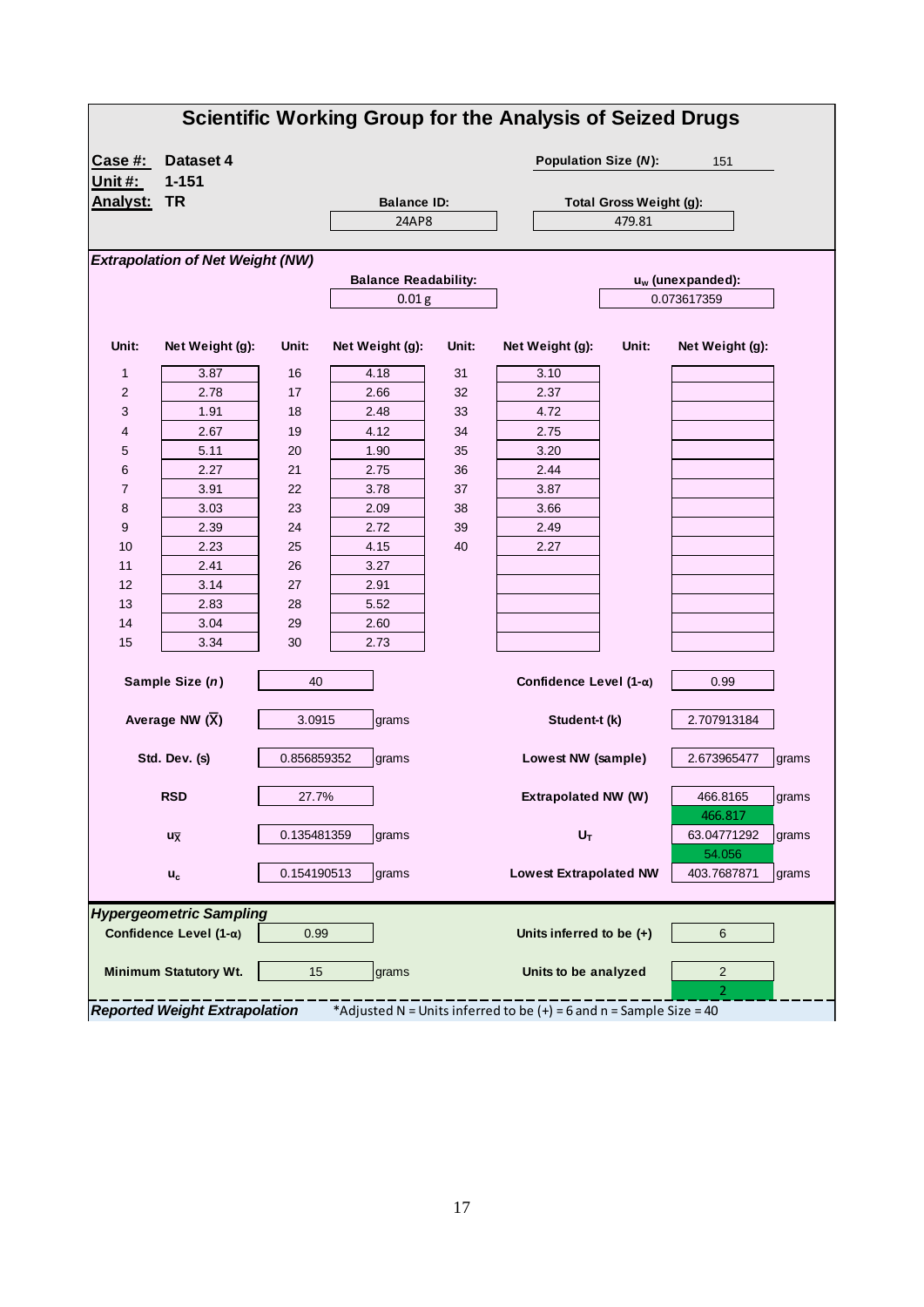# Scientific Working Group for the Analysis of Seized Drugs

**Case #:** Dataset 4

**Unit #:** 1-151

**Analyst:** TR

**Balance ID:** 24AP8

**Population Size ($N$):** 151

**Total Gross Weight (g):** 479.81

### *Extrapolation of Net Weight (NW)*

**Balance Readability:** 0.01 g

**$u_w$ (unexpanded):** 0.073617359

| Unit: | Net Weight (g): | Unit: | Net Weight (g): | Unit: | Net Weight (g): | Unit: | Net Weight (g): |
|---|---|---|---|---|---|---|---|
| 1 | 3.87 | 16 | 4.18 | 31 | 3.10 | | |
| 2 | 2.78 | 17 | 2.66 | 32 | 2.37 | | |
| 3 | 1.91 | 18 | 2.48 | 33 | 4.72 | | |
| 4 | 2.67 | 19 | 4.12 | 34 | 2.75 | | |
| 5 | 5.11 | 20 | 1.90 | 35 | 3.20 | | |
| 6 | 2.27 | 21 | 2.75 | 36 | 2.44 | | |
| 7 | 3.91 | 22 | 3.78 | 37 | 3.87 | | |
| 8 | 3.03 | 23 | 2.09 | 38 | 3.66 | | |
| 9 | 2.39 | 24 | 2.72 | 39 | 2.49 | | |
| 10 | 2.23 | 25 | 4.15 | 40 | 2.27 | | |
| 11 | 2.41 | 26 | 3.27 | | | | |
| 12 | 3.14 | 27 | 2.91 | | | | |
| 13 | 2.83 | 28 | 5.52 | | | | |
| 14 | 3.04 | 29 | 2.60 | | | | |
| 15 | 3.34 | 30 | 2.73 | | | | |

| | | | | |
|---|---|---|---|---|
| **Sample Size ($n$)** | 40 | | **Confidence Level (1-α)** | 0.99 |
| **Average NW ($\bar{X}$)** | 3.0915 grams | | **Student-t (k)** | 2.707913184 |
| **Std. Dev. (s)** | 0.856859352 grams | | **Lowest NW (sample)** | 2.673965477 grams |
| **RSD** | 27.7% | | **Extrapolated NW (W)** | 466.8165 grams / 466.817 |
| **$u_{\bar{X}}$** | 0.135481359 grams | | **$U_T$** | 63.04771292 grams / 54.056 |
| **$u_c$** | 0.154190513 grams | | **Lowest Extrapolated NW** | 403.7687871 grams |

### *Hypergeometric Sampling*

| | | | |
|---|---|---|---|
| **Confidence Level (1-α)** | 0.99 | **Units inferred to be (+)** | 6 |
| **Minimum Statutory Wt.** | 15 grams | **Units to be analyzed** | 2 / 2 |

***Reported Weight Extrapolation*** *Adjusted N = Units inferred to be (+) = 6 and n = Sample Size = 40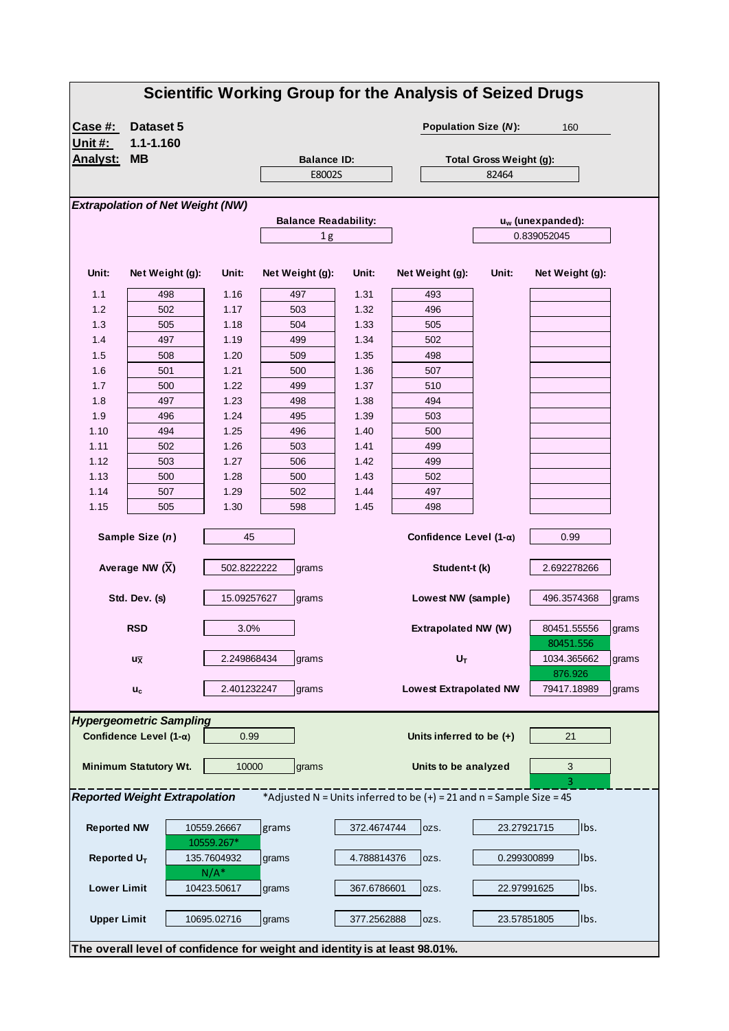# Scientific Working Group for the Analysis of Seized Drugs

**Case #:** Dataset 5
**Unit #:** 1.1-1.160
**Analyst:** MB

**Population Size (*N*):** 160

**Balance ID:** E8002S

**Total Gross Weight (g):** 82464

## *Extrapolation of Net Weight (NW)*

**Balance Readability:** 1 g

**$u_w$ (unexpanded):** 0.839052045

| Unit: | Net Weight (g): | Unit: | Net Weight (g): | Unit: | Net Weight (g): | Unit: | Net Weight (g): |
|---|---|---|---|---|---|---|---|
| 1.1 | 498 | 1.16 | 497 | 1.31 | 493 | | |
| 1.2 | 502 | 1.17 | 503 | 1.32 | 496 | | |
| 1.3 | 505 | 1.18 | 504 | 1.33 | 505 | | |
| 1.4 | 497 | 1.19 | 499 | 1.34 | 502 | | |
| 1.5 | 508 | 1.20 | 509 | 1.35 | 498 | | |
| 1.6 | 501 | 1.21 | 500 | 1.36 | 507 | | |
| 1.7 | 500 | 1.22 | 499 | 1.37 | 510 | | |
| 1.8 | 497 | 1.23 | 498 | 1.38 | 494 | | |
| 1.9 | 496 | 1.24 | 495 | 1.39 | 503 | | |
| 1.10 | 494 | 1.25 | 496 | 1.40 | 500 | | |
| 1.11 | 502 | 1.26 | 503 | 1.41 | 499 | | |
| 1.12 | 503 | 1.27 | 506 | 1.42 | 499 | | |
| 1.13 | 500 | 1.28 | 500 | 1.43 | 502 | | |
| 1.14 | 507 | 1.29 | 502 | 1.44 | 497 | | |
| 1.15 | 505 | 1.30 | 598 | 1.45 | 498 | | |

| | | | | | |
|---|---|---|---|---|---|
| **Sample Size (*n*)** | 45 | | **Confidence Level (1-α)** | 0.99 | |
| **Average NW ($\bar{X}$)** | 502.8222222 | grams | **Student-t (k)** | 2.692278266 | |
| **Std. Dev. (s)** | 15.09257627 | grams | **Lowest NW (sample)** | 496.3574368 | grams |
| **RSD** | 3.0% | | **Extrapolated NW (W)** | 80451.55556 / 80451.556 | grams |
| **$u_{\bar{X}}$** | 2.249868434 | grams | **$U_T$** | 1034.365662 / 876.926 | grams |
| **$u_c$** | 2.401232247 | grams | **Lowest Extrapolated NW** | 79417.18989 | grams |

## *Hypergeometric Sampling*

| | | | | |
|---|---|---|---|---|
| **Confidence Level (1-α)** | 0.99 | | **Units inferred to be (+)** | 21 |
| **Minimum Statutory Wt.** | 10000 | grams | **Units to be analyzed** | 3 / 3 |

## *Reported Weight Extrapolation*

*Adjusted N = Units inferred to be (+) = 21 and n = Sample Size = 45

| | | | | | | |
|---|---|---|---|---|---|---|
| **Reported NW** | 10559.26667 / 10559.267* | grams | 372.4674744 | ozs. | 23.27921715 | lbs. |
| **Reported $U_T$** | 135.7604932 / N/A* | grams | 4.788814376 | ozs. | 0.299300899 | lbs. |
| **Lower Limit** | 10423.50617 | grams | 367.6786601 | ozs. | 22.97991625 | lbs. |
| **Upper Limit** | 10695.02716 | grams | 377.2562888 | ozs. | 23.57851805 | lbs. |

**The overall level of confidence for weight and identity is at least 98.01%.**